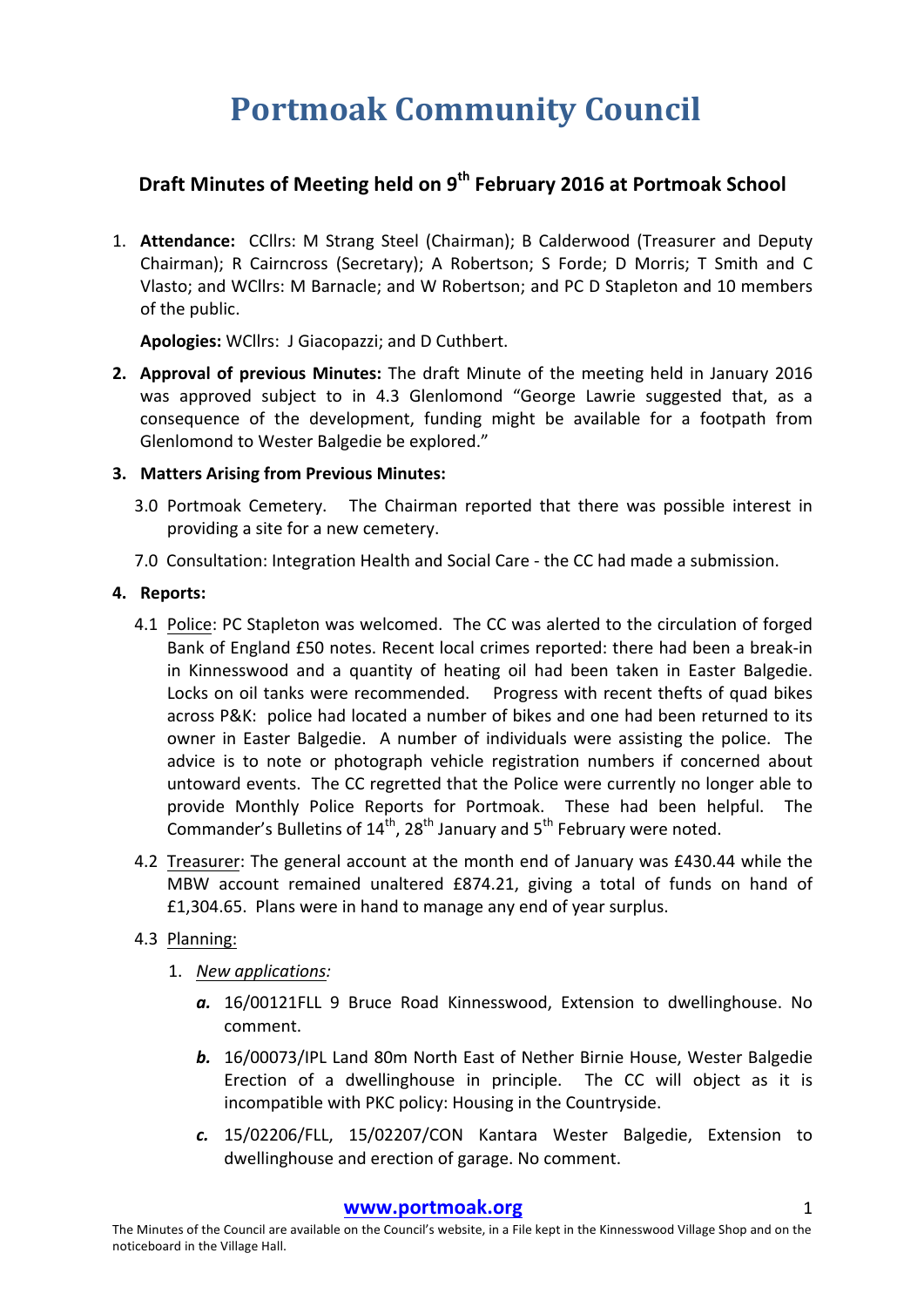# Portmoak Community Council

## Draft Minutes of Meeting held on 9th February 2016 at Portmoak School

1. **Attendance:** CCllrs: M Strang Steel (Chairman); B Calderwood (Treasurer and Deputy Chairman); R Cairncross (Secretary); A Robertson; S Forde; D Morris; T Smith and C Vlasto; and WCllrs: M Barnacle; and W Robertson; and PC D Stapleton and 10 members of the public.

   **Apologies:** WCllrs: J Giacopazzi; and D Cuthbert.

2. **Approval of previous Minutes:** The draft Minute of the meeting held in January 2016 was approved subject to in 4.3 Glenlomond "George Lawrie suggested that, as a consequence of the development, funding might be available for a footpath from Glenlomond to Wester Balgedie be explored."

3. **Matters Arising from Previous Minutes:**

   3.0 Portmoak Cemetery. The Chairman reported that there was possible interest in providing a site for a new cemetery.

   7.0 Consultation: Integration Health and Social Care - the CC had made a submission.

4. **Reports:**

   4.1 Police: PC Stapleton was welcomed. The CC was alerted to the circulation of forged Bank of England £50 notes. Recent local crimes reported: there had been a break-in in Kinnesswood and a quantity of heating oil had been taken in Easter Balgedie. Locks on oil tanks were recommended. Progress with recent thefts of quad bikes across P&K: police had located a number of bikes and one had been returned to its owner in Easter Balgedie. A number of individuals were assisting the police. The advice is to note or photograph vehicle registration numbers if concerned about untoward events. The CC regretted that the Police were currently no longer able to provide Monthly Police Reports for Portmoak. These had been helpful. The Commander's Bulletins of 14th, 28th January and 5th February were noted.

   4.2 Treasurer: The general account at the month end of January was £430.44 while the MBW account remained unaltered £874.21, giving a total of funds on hand of £1,304.65. Plans were in hand to manage any end of year surplus.

   4.3 Planning:

   1. *New applications:*

      ***a.*** 16/00121FLL 9 Bruce Road Kinnesswood, Extension to dwellinghouse. No comment.

      ***b.*** 16/00073/IPL Land 80m North East of Nether Birnie House, Wester Balgedie Erection of a dwellinghouse in principle. The CC will object as it is incompatible with PKC policy: Housing in the Countryside.

      ***c.*** 15/02206/FLL, 15/02207/CON Kantara Wester Balgedie, Extension to dwellinghouse and erection of garage. No comment.

**www.portmoak.org**

The Minutes of the Council are available on the Council's website, in a File kept in the Kinnesswood Village Shop and on the noticeboard in the Village Hall.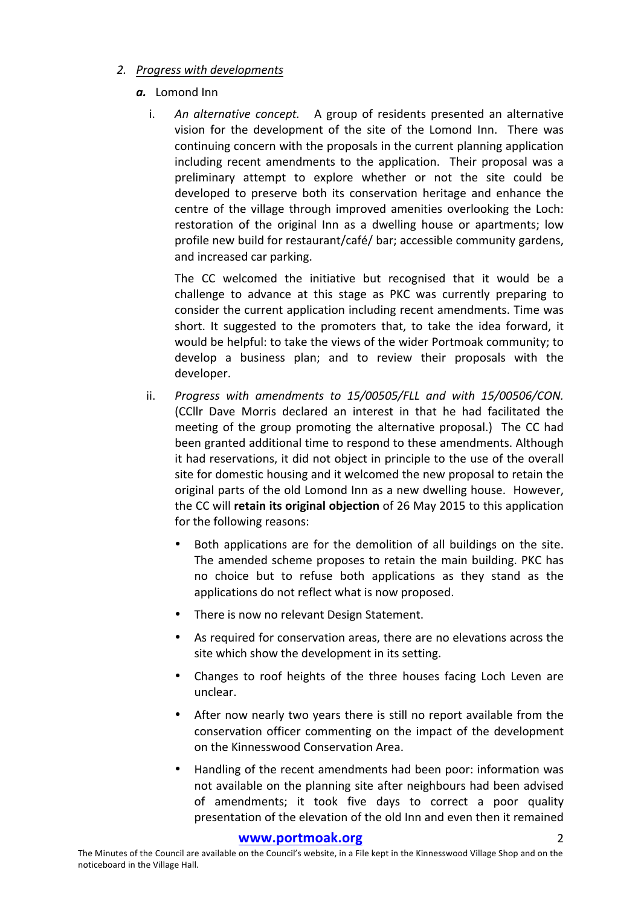2. *Progress with developments*

   ***a.*** Lomond Inn

   i. *An alternative concept.* A group of residents presented an alternative vision for the development of the site of the Lomond Inn. There was continuing concern with the proposals in the current planning application including recent amendments to the application. Their proposal was a preliminary attempt to explore whether or not the site could be developed to preserve both its conservation heritage and enhance the centre of the village through improved amenities overlooking the Loch: restoration of the original Inn as a dwelling house or apartments; low profile new build for restaurant/café/ bar; accessible community gardens, and increased car parking.

      The CC welcomed the initiative but recognised that it would be a challenge to advance at this stage as PKC was currently preparing to consider the current application including recent amendments. Time was short. It suggested to the promoters that, to take the idea forward, it would be helpful: to take the views of the wider Portmoak community; to develop a business plan; and to review their proposals with the developer.

   ii. *Progress with amendments to 15/00505/FLL and with 15/00506/CON.* (CCllr Dave Morris declared an interest in that he had facilitated the meeting of the group promoting the alternative proposal.) The CC had been granted additional time to respond to these amendments. Although it had reservations, it did not object in principle to the use of the overall site for domestic housing and it welcomed the new proposal to retain the original parts of the old Lomond Inn as a new dwelling house. However, the CC will **retain its original objection** of 26 May 2015 to this application for the following reasons:

      - Both applications are for the demolition of all buildings on the site. The amended scheme proposes to retain the main building. PKC has no choice but to refuse both applications as they stand as the applications do not reflect what is now proposed.
      - There is now no relevant Design Statement.
      - As required for conservation areas, there are no elevations across the site which show the development in its setting.
      - Changes to roof heights of the three houses facing Loch Leven are unclear.
      - After now nearly two years there is still no report available from the conservation officer commenting on the impact of the development on the Kinnesswood Conservation Area.
      - Handling of the recent amendments had been poor: information was not available on the planning site after neighbours had been advised of amendments; it took five days to correct a poor quality presentation of the elevation of the old Inn and even then it remained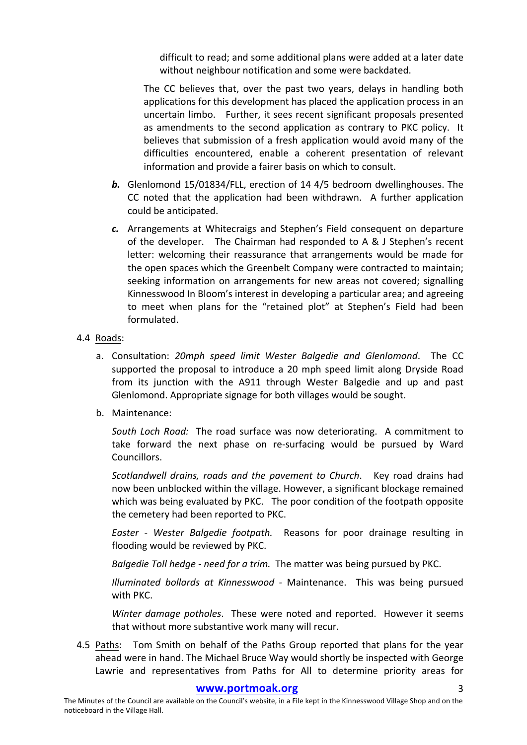difficult to read; and some additional plans were added at a later date without neighbour notification and some were backdated.

The CC believes that, over the past two years, delays in handling both applications for this development has placed the application process in an uncertain limbo. Further, it sees recent significant proposals presented as amendments to the second application as contrary to PKC policy. It believes that submission of a fresh application would avoid many of the difficulties encountered, enable a coherent presentation of relevant information and provide a fairer basis on which to consult.

***b.*** Glenlomond 15/01834/FLL, erection of 14 4/5 bedroom dwellinghouses. The CC noted that the application had been withdrawn. A further application could be anticipated.

***c.*** Arrangements at Whitecraigs and Stephen's Field consequent on departure of the developer. The Chairman had responded to A & J Stephen's recent letter: welcoming their reassurance that arrangements would be made for the open spaces which the Greenbelt Company were contracted to maintain; seeking information on arrangements for new areas not covered; signalling Kinnesswood In Bloom's interest in developing a particular area; and agreeing to meet when plans for the "retained plot" at Stephen's Field had been formulated.

4.4 Roads:

a. Consultation: *20mph speed limit Wester Balgedie and Glenlomond*. The CC supported the proposal to introduce a 20 mph speed limit along Dryside Road from its junction with the A911 through Wester Balgedie and up and past Glenlomond. Appropriate signage for both villages would be sought.

b. Maintenance:

*South Loch Road:* The road surface was now deteriorating. A commitment to take forward the next phase on re-surfacing would be pursued by Ward Councillors.

*Scotlandwell drains, roads and the pavement to Church*. Key road drains had now been unblocked within the village. However, a significant blockage remained which was being evaluated by PKC. The poor condition of the footpath opposite the cemetery had been reported to PKC.

*Easter - Wester Balgedie footpath.* Reasons for poor drainage resulting in flooding would be reviewed by PKC.

*Balgedie Toll hedge - need for a trim.* The matter was being pursued by PKC.

*Illuminated bollards at Kinnesswood* - Maintenance. This was being pursued with PKC.

*Winter damage potholes*. These were noted and reported. However it seems that without more substantive work many will recur.

4.5 Paths: Tom Smith on behalf of the Paths Group reported that plans for the year ahead were in hand. The Michael Bruce Way would shortly be inspected with George Lawrie and representatives from Paths for All to determine priority areas for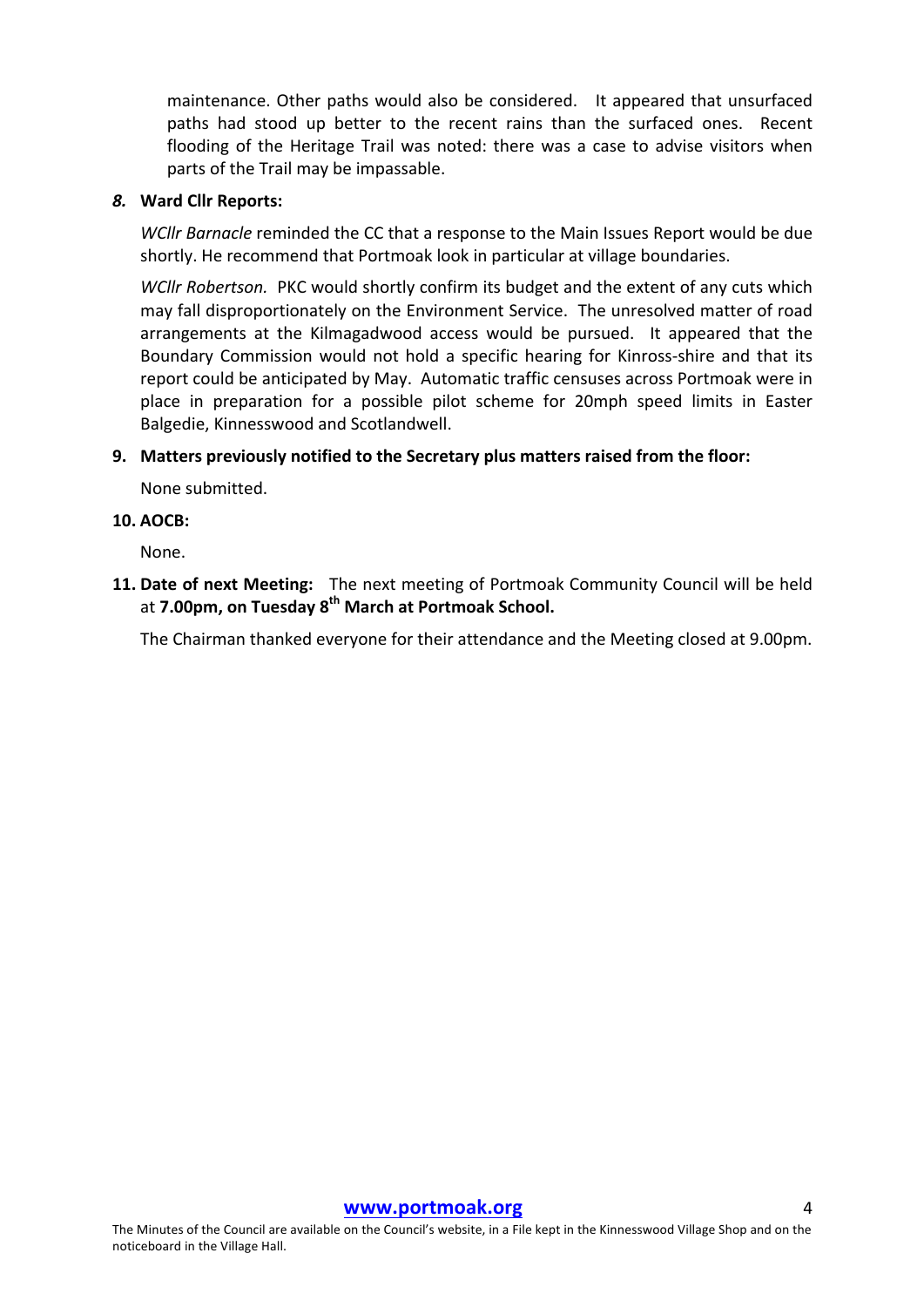maintenance. Other paths would also be considered. It appeared that unsurfaced paths had stood up better to the recent rains than the surfaced ones. Recent flooding of the Heritage Trail was noted: there was a case to advise visitors when parts of the Trail may be impassable.

***8.* Ward Cllr Reports:**

*WCllr Barnacle* reminded the CC that a response to the Main Issues Report would be due shortly. He recommend that Portmoak look in particular at village boundaries.

*WCllr Robertson.* PKC would shortly confirm its budget and the extent of any cuts which may fall disproportionately on the Environment Service. The unresolved matter of road arrangements at the Kilmagadwood access would be pursued. It appeared that the Boundary Commission would not hold a specific hearing for Kinross-shire and that its report could be anticipated by May. Automatic traffic censuses across Portmoak were in place in preparation for a possible pilot scheme for 20mph speed limits in Easter Balgedie, Kinnesswood and Scotlandwell.

**9. Matters previously notified to the Secretary plus matters raised from the floor:**

None submitted.

**10. AOCB:**

None.

**11. Date of next Meeting:** The next meeting of Portmoak Community Council will be held at **7.00pm, on Tuesday 8th March at Portmoak School.**

The Chairman thanked everyone for their attendance and the Meeting closed at 9.00pm.

**www.portmoak.org**

The Minutes of the Council are available on the Council's website, in a File kept in the Kinnesswood Village Shop and on the noticeboard in the Village Hall.